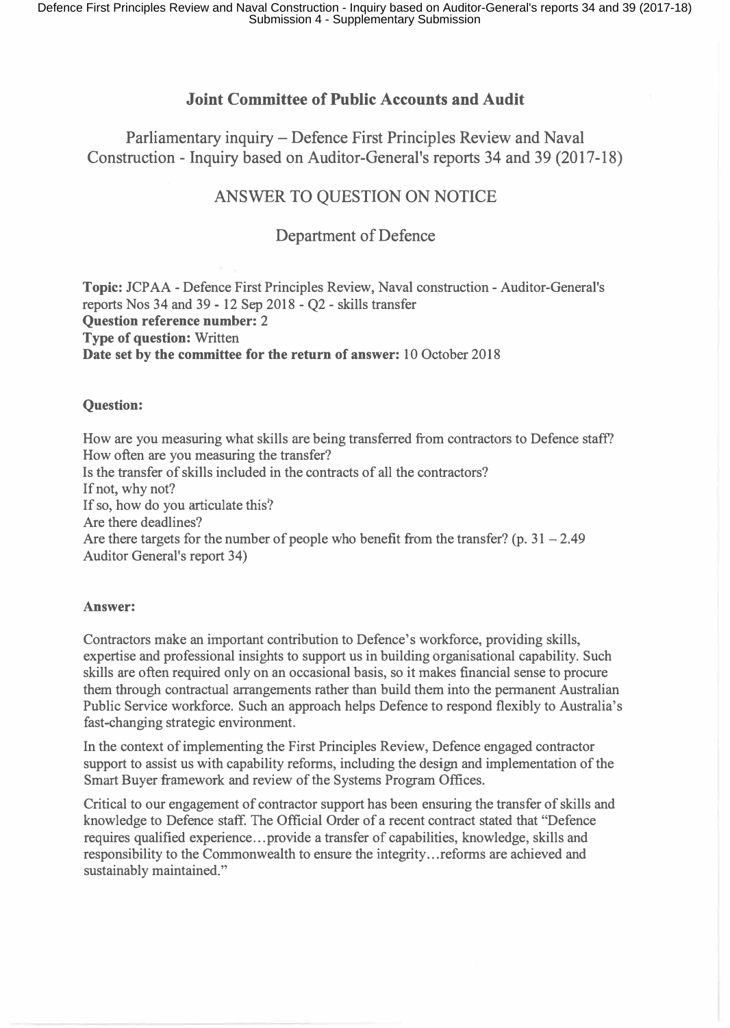## Joint Committee of Public Accounts and Audit

Parliamentary inquiry – Defence First Principles Review and Naval Construction - Inquiry based on Auditor-General's reports 34 and 39 (2017-18)

ANSWER TO QUESTION ON NOTICE

Department of Defence

**Topic:** JCPAA - Defence First Principles Review, Naval construction - Auditor-General's reports Nos 34 and 39 - 12 Sep 2018 - Q2 - skills transfer
**Question reference number:** 2
**Type of question:** Written
**Date set by the committee for the return of answer:** 10 October 2018

**Question:**

How are you measuring what skills are being transferred from contractors to Defence staff?
How often are you measuring the transfer?
Is the transfer of skills included in the contracts of all the contractors?
If not, why not?
If so, how do you articulate this?
Are there deadlines?
Are there targets for the number of people who benefit from the transfer? (p. 31 – 2.49 Auditor General's report 34)

**Answer:**

Contractors make an important contribution to Defence's workforce, providing skills, expertise and professional insights to support us in building organisational capability. Such skills are often required only on an occasional basis, so it makes financial sense to procure them through contractual arrangements rather than build them into the permanent Australian Public Service workforce. Such an approach helps Defence to respond flexibly to Australia's fast-changing strategic environment.

In the context of implementing the First Principles Review, Defence engaged contractor support to assist us with capability reforms, including the design and implementation of the Smart Buyer framework and review of the Systems Program Offices.

Critical to our engagement of contractor support has been ensuring the transfer of skills and knowledge to Defence staff. The Official Order of a recent contract stated that "Defence requires qualified experience…provide a transfer of capabilities, knowledge, skills and responsibility to the Commonwealth to ensure the integrity…reforms are achieved and sustainably maintained."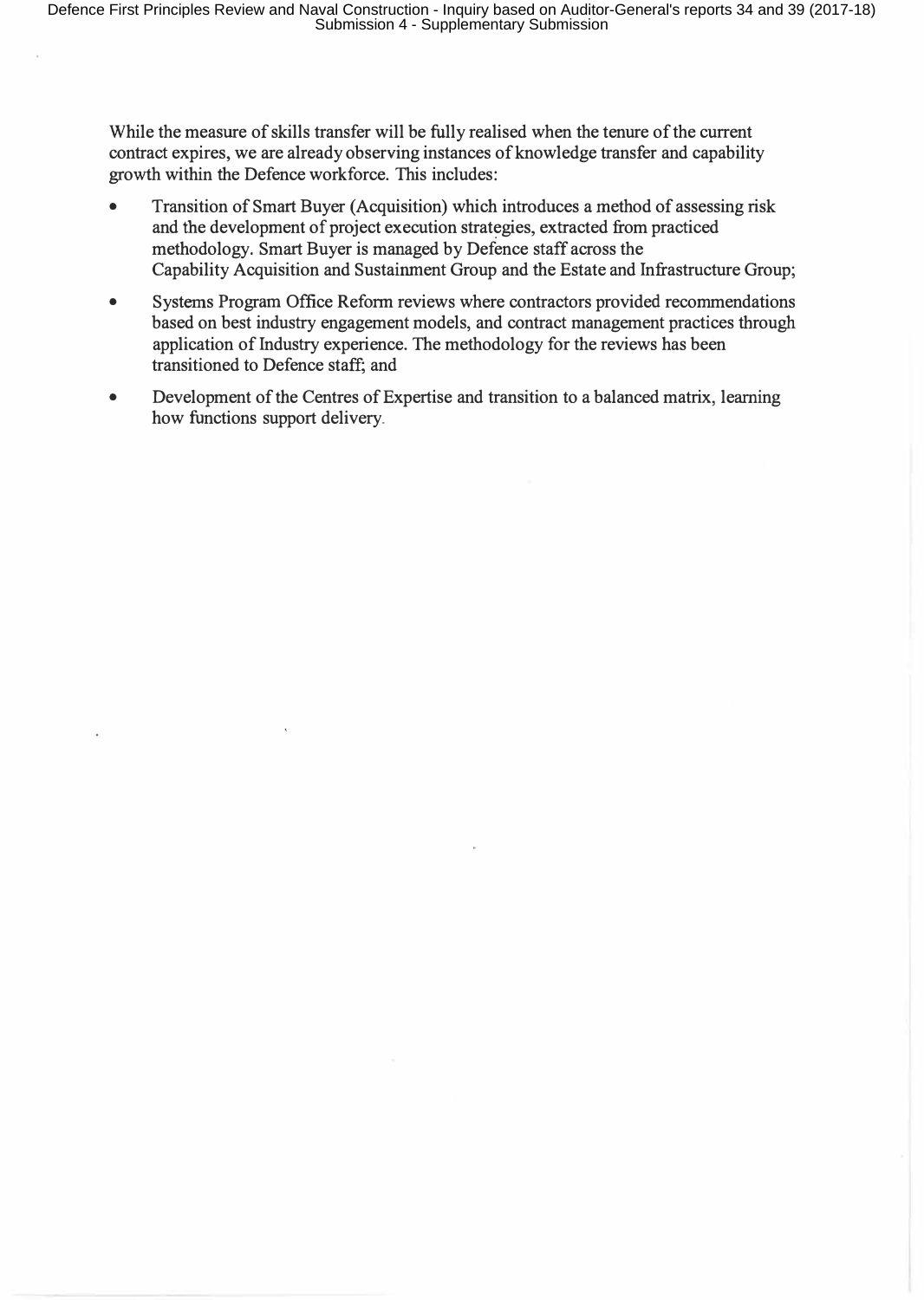While the measure of skills transfer will be fully realised when the tenure of the current contract expires, we are already observing instances of knowledge transfer and capability growth within the Defence workforce. This includes:

- Transition of Smart Buyer (Acquisition) which introduces a method of assessing risk and the development of project execution strategies, extracted from practiced methodology. Smart Buyer is managed by Defence staff across the Capability Acquisition and Sustainment Group and the Estate and Infrastructure Group;
- Systems Program Office Reform reviews where contractors provided recommendations based on best industry engagement models, and contract management practices through application of Industry experience. The methodology for the reviews has been transitioned to Defence staff; and
- Development of the Centres of Expertise and transition to a balanced matrix, learning how functions support delivery.